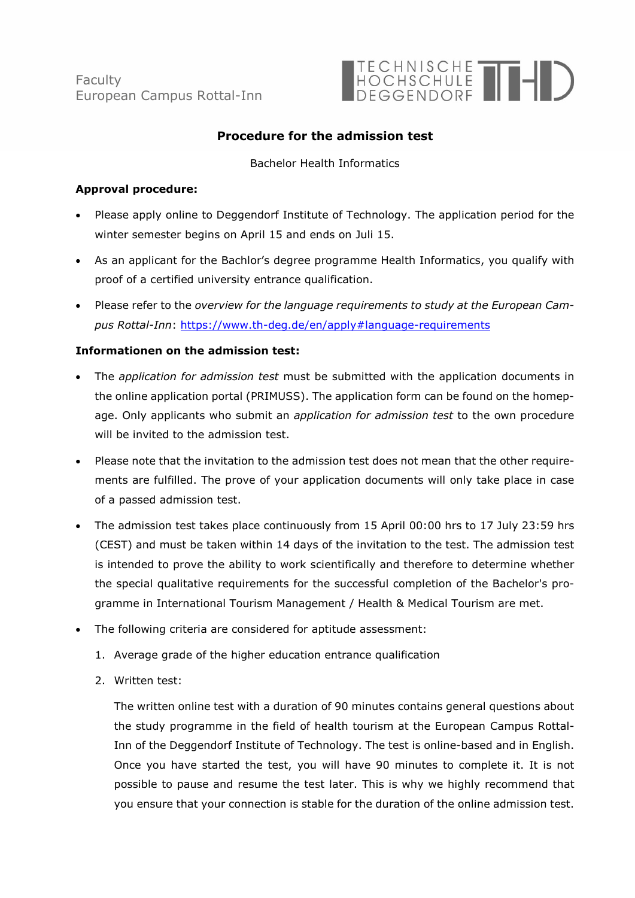Faculty
European Campus Rottal-Inn

TECHNISCHE HOCHSCHULE DEGGENDORF

## Procedure for the admission test

Bachelor Health Informatics

**Approval procedure:**

- Please apply online to Deggendorf Institute of Technology. The application period for the winter semester begins on April 15 and ends on Juli 15.
- As an applicant for the Bachlor's degree programme Health Informatics, you qualify with proof of a certified university entrance qualification.
- Please refer to the *overview for the language requirements to study at the European Campus Rottal-Inn*: https://www.th-deg.de/en/apply#language-requirements

**Informationen on the admission test:**

- The *application for admission test* must be submitted with the application documents in the online application portal (PRIMUSS). The application form can be found on the homepage. Only applicants who submit an *application for admission test* to the own procedure will be invited to the admission test.
- Please note that the invitation to the admission test does not mean that the other requirements are fulfilled. The prove of your application documents will only take place in case of a passed admission test.
- The admission test takes place continuously from 15 April 00:00 hrs to 17 July 23:59 hrs (CEST) and must be taken within 14 days of the invitation to the test. The admission test is intended to prove the ability to work scientifically and therefore to determine whether the special qualitative requirements for the successful completion of the Bachelor's programme in International Tourism Management / Health & Medical Tourism are met.
- The following criteria are considered for aptitude assessment:
  1. Average grade of the higher education entrance qualification
  2. Written test:

     The written online test with a duration of 90 minutes contains general questions about the study programme in the field of health tourism at the European Campus Rottal-Inn of the Deggendorf Institute of Technology. The test is online-based and in English. Once you have started the test, you will have 90 minutes to complete it. It is not possible to pause and resume the test later. This is why we highly recommend that you ensure that your connection is stable for the duration of the online admission test.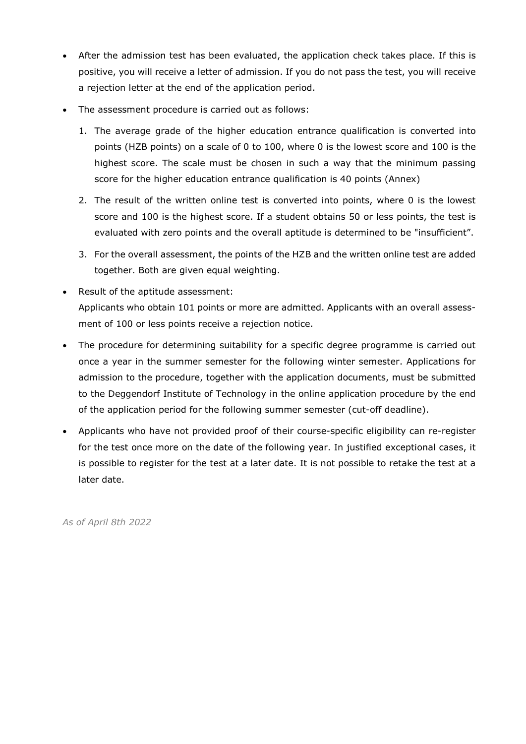- After the admission test has been evaluated, the application check takes place. If this is positive, you will receive a letter of admission. If you do not pass the test, you will receive a rejection letter at the end of the application period.
- The assessment procedure is carried out as follows:
  1. The average grade of the higher education entrance qualification is converted into points (HZB points) on a scale of 0 to 100, where 0 is the lowest score and 100 is the highest score. The scale must be chosen in such a way that the minimum passing score for the higher education entrance qualification is 40 points (Annex)
  2. The result of the written online test is converted into points, where 0 is the lowest score and 100 is the highest score. If a student obtains 50 or less points, the test is evaluated with zero points and the overall aptitude is determined to be "insufficient".
  3. For the overall assessment, the points of the HZB and the written online test are added together. Both are given equal weighting.
- Result of the aptitude assessment:
  Applicants who obtain 101 points or more are admitted. Applicants with an overall assessment of 100 or less points receive a rejection notice.
- The procedure for determining suitability for a specific degree programme is carried out once a year in the summer semester for the following winter semester. Applications for admission to the procedure, together with the application documents, must be submitted to the Deggendorf Institute of Technology in the online application procedure by the end of the application period for the following summer semester (cut-off deadline).
- Applicants who have not provided proof of their course-specific eligibility can re-register for the test once more on the date of the following year. In justified exceptional cases, it is possible to register for the test at a later date. It is not possible to retake the test at a later date.

*As of April 8th 2022*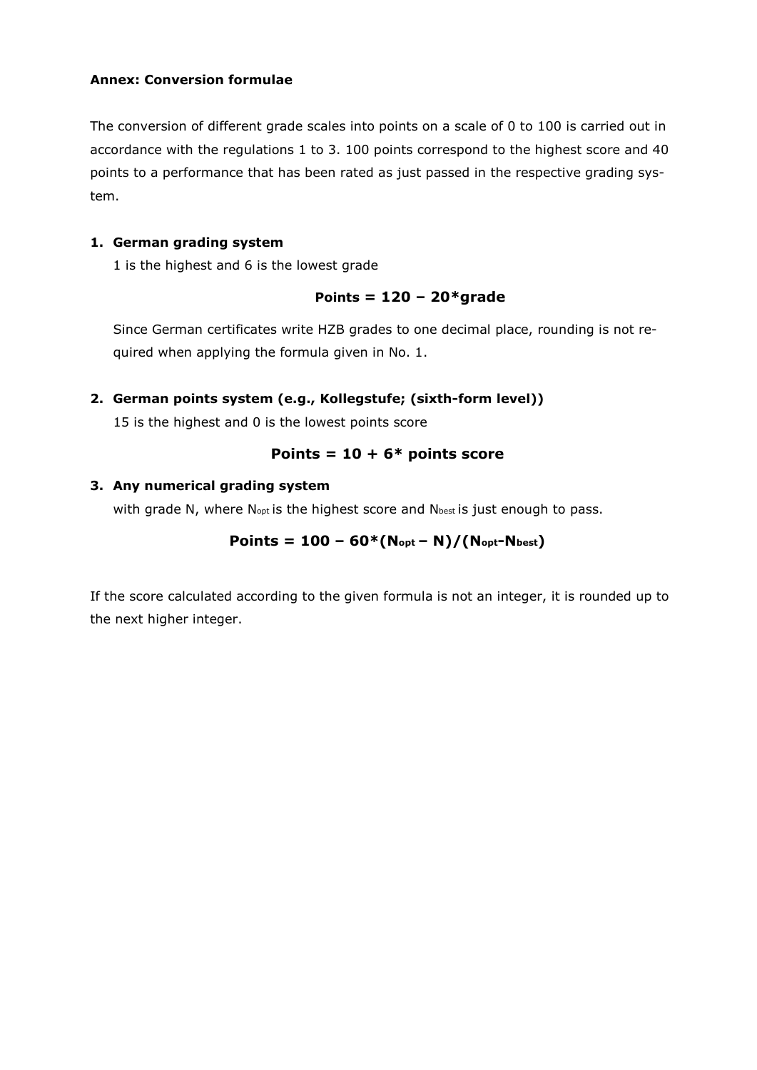**Annex: Conversion formulae**

The conversion of different grade scales into points on a scale of 0 to 100 is carried out in accordance with the regulations 1 to 3. 100 points correspond to the highest score and 40 points to a performance that has been rated as just passed in the respective grading system.

1. **German grading system**

   1 is the highest and 6 is the lowest grade

   $$\textbf{Points} = 120 - 20 * \text{grade}$$

   Since German certificates write HZB grades to one decimal place, rounding is not required when applying the formula given in No. 1.

2. **German points system (e.g., Kollegstufe; (sixth-form level))**

   15 is the highest and 0 is the lowest points score

   $$\textbf{Points} = 10 + 6 * \text{points score}$$

3. **Any numerical grading system**

   with grade N, where $N_{opt}$ is the highest score and $N_{best}$ is just enough to pass.

   $$\textbf{Points} = 100 - 60 * (N_{opt} - N)/(N_{opt} - N_{best})$$

If the score calculated according to the given formula is not an integer, it is rounded up to the next higher integer.